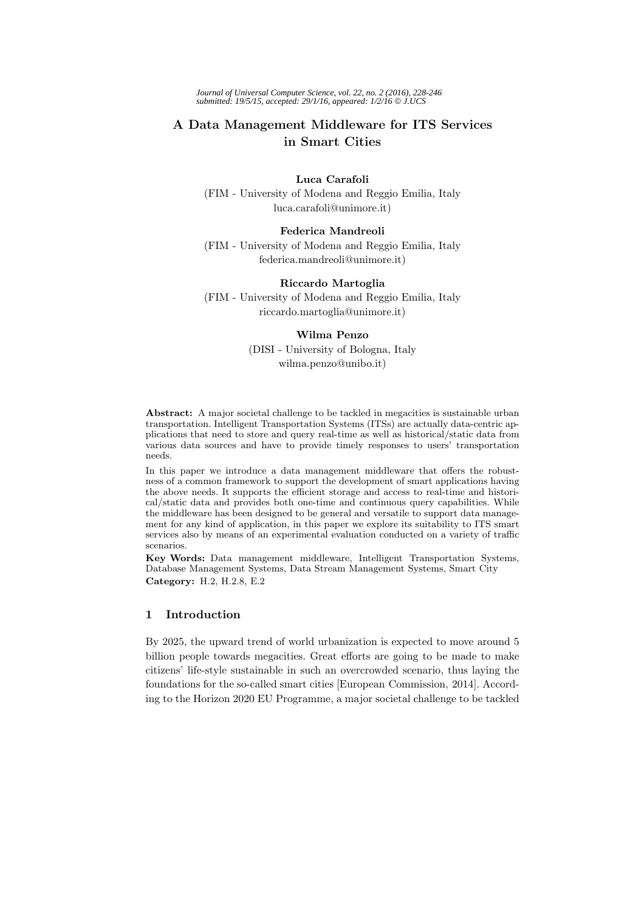# A Data Management Middleware for ITS Services in Smart Cities

**Luca Carafoli**
(FIM - University of Modena and Reggio Emilia, Italy
luca.carafoli@unimore.it)

**Federica Mandreoli**
(FIM - University of Modena and Reggio Emilia, Italy
federica.mandreoli@unimore.it)

**Riccardo Martoglia**
(FIM - University of Modena and Reggio Emilia, Italy
riccardo.martoglia@unimore.it)

**Wilma Penzo**
(DISI - University of Bologna, Italy
wilma.penzo@unibo.it)

**Abstract:** A major societal challenge to be tackled in megacities is sustainable urban transportation. Intelligent Transportation Systems (ITSs) are actually data-centric applications that need to store and query real-time as well as historical/static data from various data sources and have to provide timely responses to users' transportation needs.

In this paper we introduce a data management middleware that offers the robustness of a common framework to support the development of smart applications having the above needs. It supports the efficient storage and access to real-time and historical/static data and provides both one-time and continuous query capabilities. While the middleware has been designed to be general and versatile to support data management for any kind of application, in this paper we explore its suitability to ITS smart services also by means of an experimental evaluation conducted on a variety of traffic scenarios.

**Key Words:** Data management middleware, Intelligent Transportation Systems, Database Management Systems, Data Stream Management Systems, Smart City
**Category:** H.2, H.2.8, E.2

## 1 Introduction

By 2025, the upward trend of world urbanization is expected to move around 5 billion people towards megacities. Great efforts are going to be made to make citizens' life-style sustainable in such an overcrowded scenario, thus laying the foundations for the so-called smart cities [European Commission, 2014]. According to the Horizon 2020 EU Programme, a major societal challenge to be tackled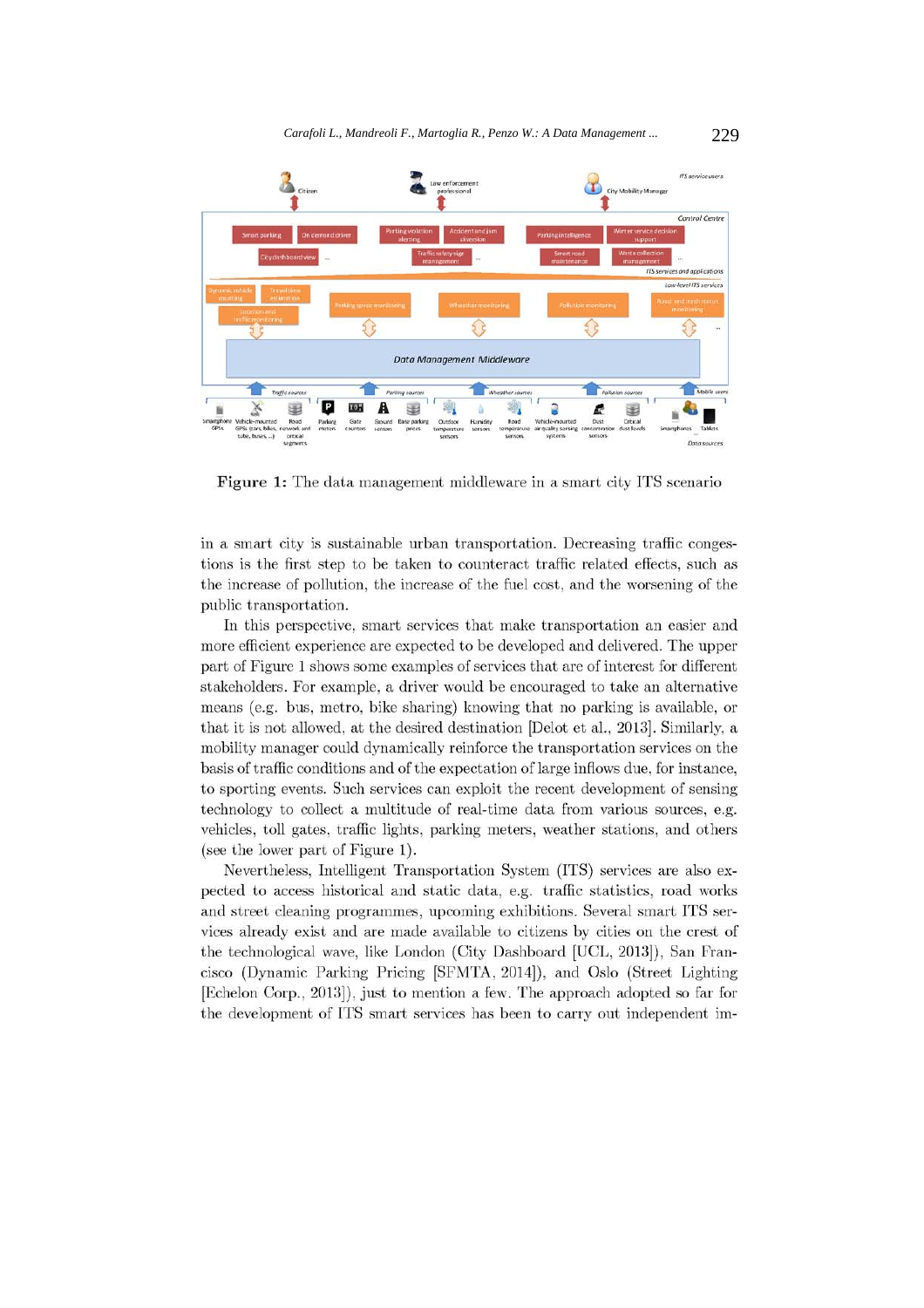**Figure 1:** The data management middleware in a smart city ITS scenario

in a smart city is sustainable urban transportation. Decreasing traffic congestions is the first step to be taken to counteract traffic related effects, such as the increase of pollution, the increase of the fuel cost, and the worsening of the public transportation.

In this perspective, smart services that make transportation an easier and more efficient experience are expected to be developed and delivered. The upper part of Figure 1 shows some examples of services that are of interest for different stakeholders. For example, a driver would be encouraged to take an alternative means (e.g. bus, metro, bike sharing) knowing that no parking is available, or that it is not allowed, at the desired destination [Delot et al., 2013]. Similarly, a mobility manager could dynamically reinforce the transportation services on the basis of traffic conditions and of the expectation of large inflows due, for instance, to sporting events. Such services can exploit the recent development of sensing technology to collect a multitude of real-time data from various sources, e.g. vehicles, toll gates, traffic lights, parking meters, weather stations, and others (see the lower part of Figure 1).

Nevertheless, Intelligent Transportation System (ITS) services are also expected to access historical and static data, e.g. traffic statistics, road works and street cleaning programmes, upcoming exhibitions. Several smart ITS services already exist and are made available to citizens by cities on the crest of the technological wave, like London (City Dashboard [UCL, 2013]), San Francisco (Dynamic Parking Pricing [SFMTA, 2014]), and Oslo (Street Lighting [Echelon Corp., 2013]), just to mention a few. The approach adopted so far for the development of ITS smart services has been to carry out independent im-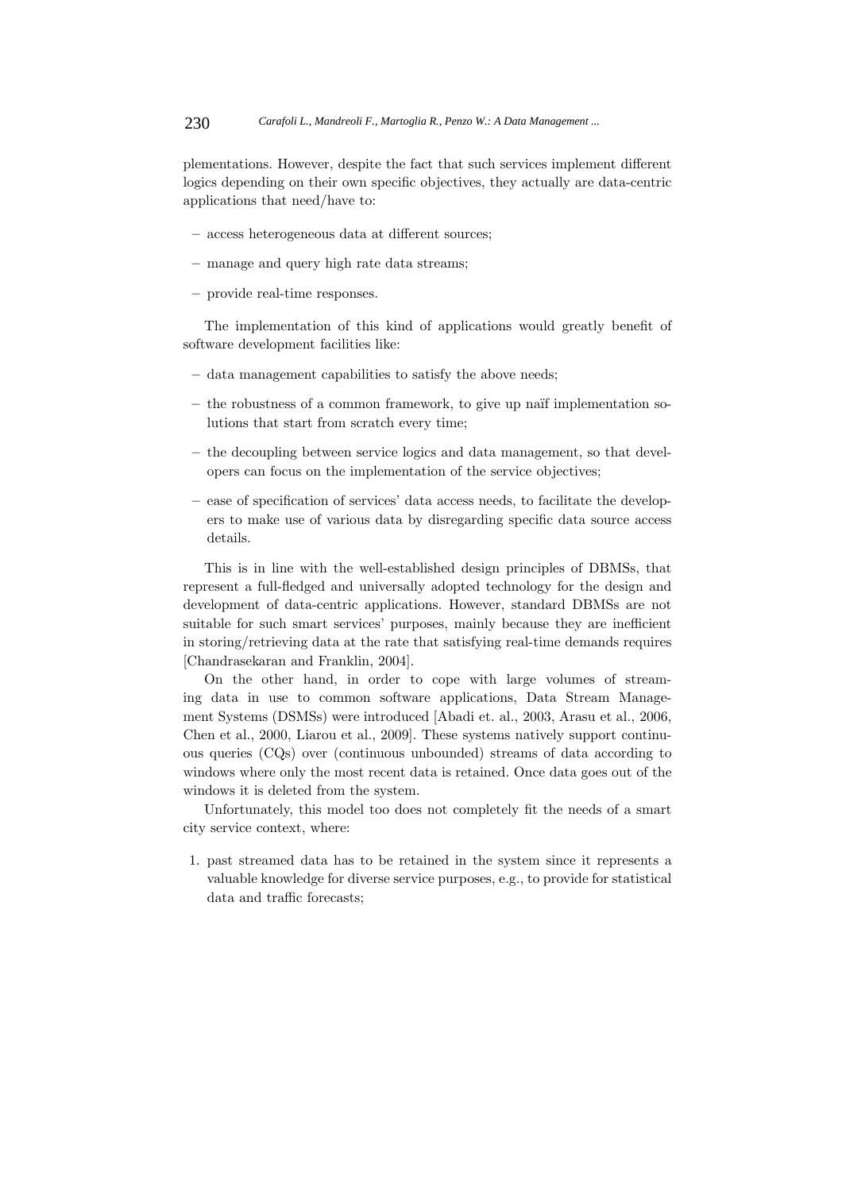plementations. However, despite the fact that such services implement different logics depending on their own specific objectives, they actually are data-centric applications that need/have to:

- access heterogeneous data at different sources;
- manage and query high rate data streams;
- provide real-time responses.

The implementation of this kind of applications would greatly benefit of software development facilities like:

- data management capabilities to satisfy the above needs;
- the robustness of a common framework, to give up naïf implementation solutions that start from scratch every time;
- the decoupling between service logics and data management, so that developers can focus on the implementation of the service objectives;
- ease of specification of services' data access needs, to facilitate the developers to make use of various data by disregarding specific data source access details.

This is in line with the well-established design principles of DBMSs, that represent a full-fledged and universally adopted technology for the design and development of data-centric applications. However, standard DBMSs are not suitable for such smart services' purposes, mainly because they are inefficient in storing/retrieving data at the rate that satisfying real-time demands requires [Chandrasekaran and Franklin, 2004].

On the other hand, in order to cope with large volumes of streaming data in use to common software applications, Data Stream Management Systems (DSMSs) were introduced [Abadi et. al., 2003, Arasu et al., 2006, Chen et al., 2000, Liarou et al., 2009]. These systems natively support continuous queries (CQs) over (continuous unbounded) streams of data according to windows where only the most recent data is retained. Once data goes out of the windows it is deleted from the system.

Unfortunately, this model too does not completely fit the needs of a smart city service context, where:

1. past streamed data has to be retained in the system since it represents a valuable knowledge for diverse service purposes, e.g., to provide for statistical data and traffic forecasts;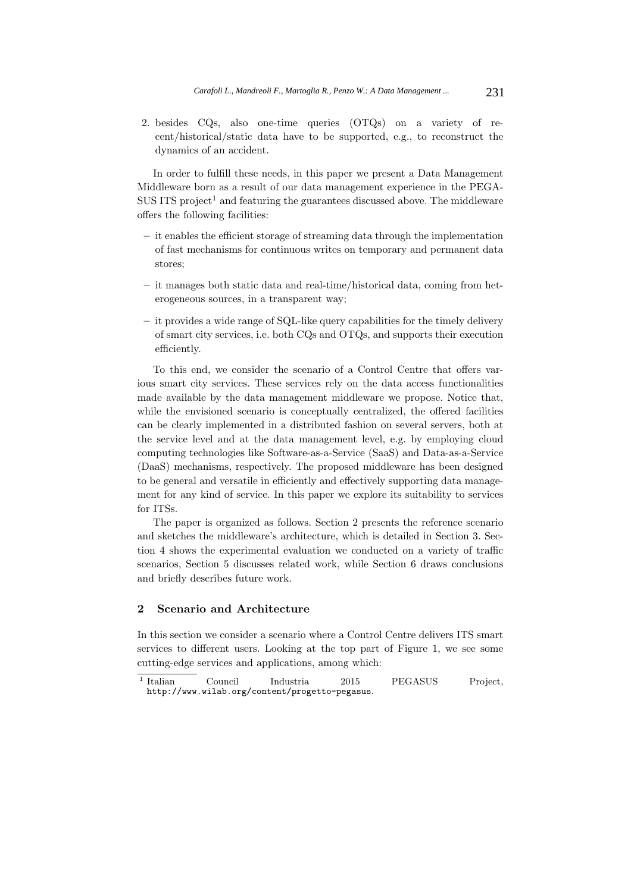2. besides CQs, also one-time queries (OTQs) on a variety of recent/historical/static data have to be supported, e.g., to reconstruct the dynamics of an accident.

In order to fulfill these needs, in this paper we present a Data Management Middleware born as a result of our data management experience in the PEGASUS ITS project[1] and featuring the guarantees discussed above. The middleware offers the following facilities:

– it enables the efficient storage of streaming data through the implementation of fast mechanisms for continuous writes on temporary and permanent data stores;

– it manages both static data and real-time/historical data, coming from heterogeneous sources, in a transparent way;

– it provides a wide range of SQL-like query capabilities for the timely delivery of smart city services, i.e. both CQs and OTQs, and supports their execution efficiently.

To this end, we consider the scenario of a Control Centre that offers various smart city services. These services rely on the data access functionalities made available by the data management middleware we propose. Notice that, while the envisioned scenario is conceptually centralized, the offered facilities can be clearly implemented in a distributed fashion on several servers, both at the service level and at the data management level, e.g. by employing cloud computing technologies like Software-as-a-Service (SaaS) and Data-as-a-Service (DaaS) mechanisms, respectively. The proposed middleware has been designed to be general and versatile in efficiently and effectively supporting data management for any kind of service. In this paper we explore its suitability to services for ITSs.

The paper is organized as follows. Section 2 presents the reference scenario and sketches the middleware's architecture, which is detailed in Section 3. Section 4 shows the experimental evaluation we conducted on a variety of traffic scenarios, Section 5 discusses related work, while Section 6 draws conclusions and briefly describes future work.

## 2 Scenario and Architecture

In this section we consider a scenario where a Control Centre delivers ITS smart services to different users. Looking at the top part of Figure 1, we see some cutting-edge services and applications, among which:

[1] Italian Council Industria 2015 PEGASUS Project, http://www.wilab.org/content/progetto-pegasus.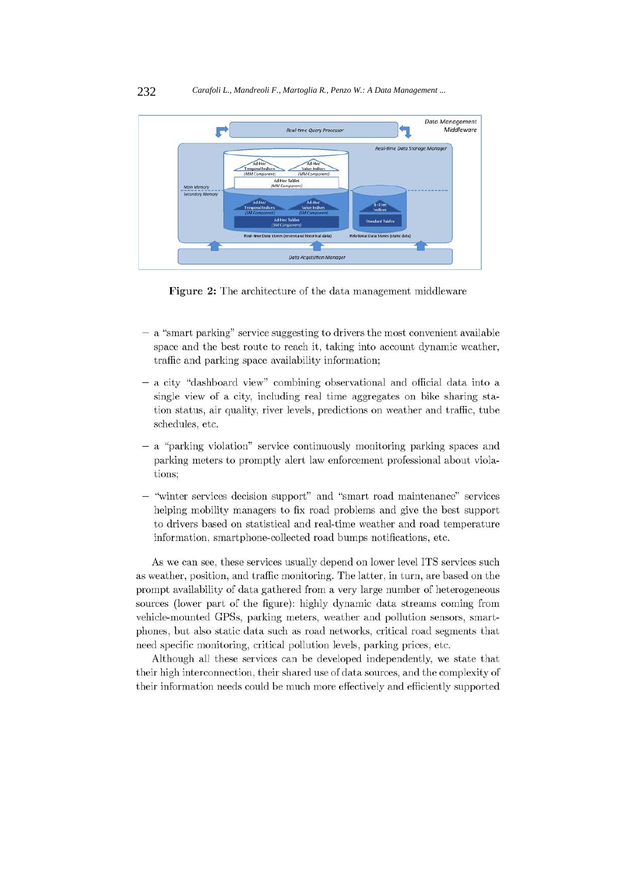Figure 2: The architecture of the data management middleware

- a "smart parking" service suggesting to drivers the most convenient available space and the best route to reach it, taking into account dynamic weather, traffic and parking space availability information;
- a city "dashboard view" combining observational and official data into a single view of a city, including real time aggregates on bike sharing station status, air quality, river levels, predictions on weather and traffic, tube schedules, etc.
- a "parking violation" service continuously monitoring parking spaces and parking meters to promptly alert law enforcement professional about violations;
- "winter services decision support" and "smart road maintenance" services helping mobility managers to fix road problems and give the best support to drivers based on statistical and real-time weather and road temperature information, smartphone-collected road bumps notifications, etc.

As we can see, these services usually depend on lower level ITS services such as weather, position, and traffic monitoring. The latter, in turn, are based on the prompt availability of data gathered from a very large number of heterogeneous sources (lower part of the figure): highly dynamic data streams coming from vehicle-mounted GPSs, parking meters, weather and pollution sensors, smartphones, but also static data such as road networks, critical road segments that need specific monitoring, critical pollution levels, parking prices, etc.

Although all these services can be developed independently, we state that their high interconnection, their shared use of data sources, and the complexity of their information needs could be much more effectively and efficiently supported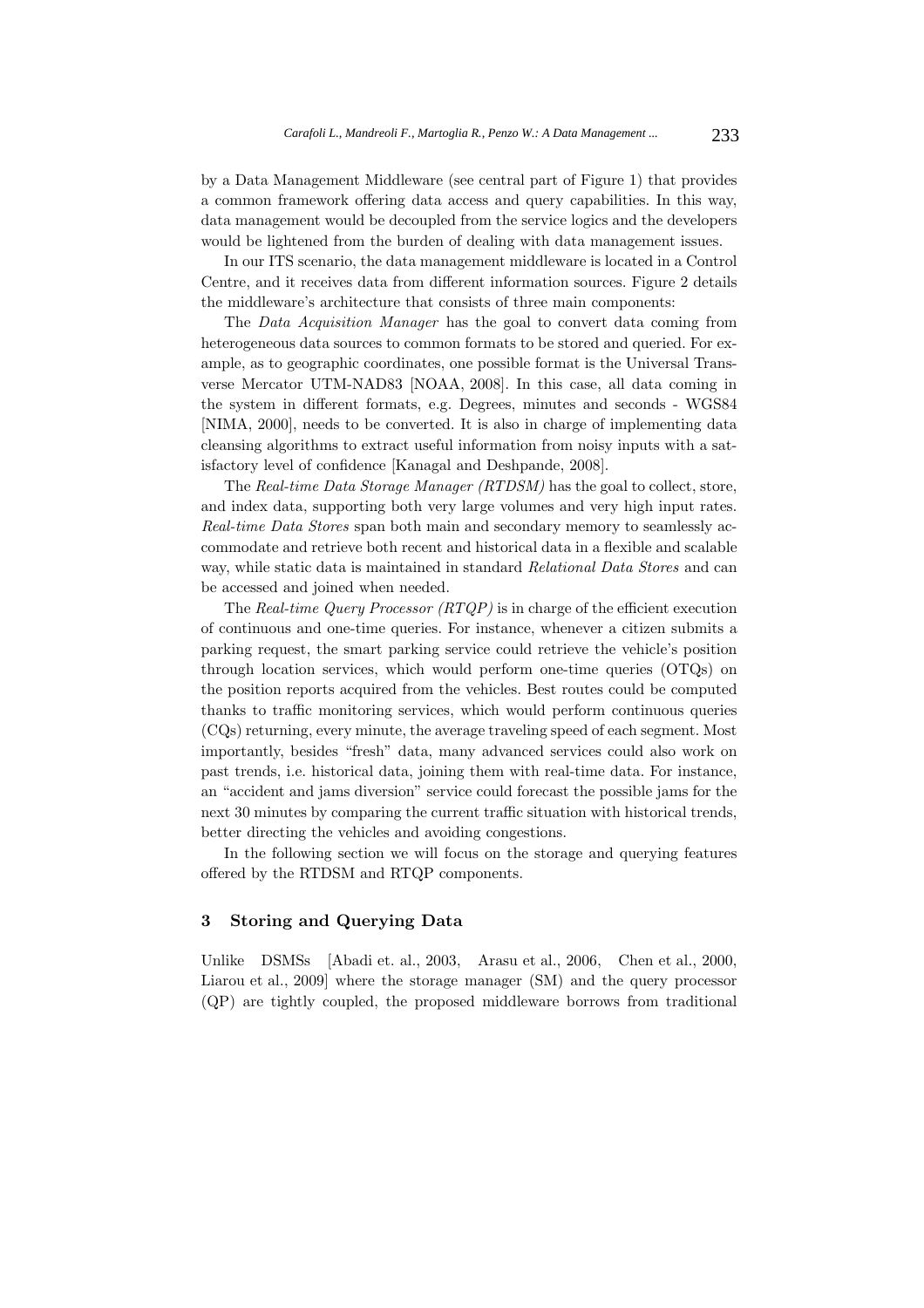by a Data Management Middleware (see central part of Figure 1) that provides a common framework offering data access and query capabilities. In this way, data management would be decoupled from the service logics and the developers would be lightened from the burden of dealing with data management issues.

In our ITS scenario, the data management middleware is located in a Control Centre, and it receives data from different information sources. Figure 2 details the middleware's architecture that consists of three main components:

The *Data Acquisition Manager* has the goal to convert data coming from heterogeneous data sources to common formats to be stored and queried. For example, as to geographic coordinates, one possible format is the Universal Transverse Mercator UTM-NAD83 [NOAA, 2008]. In this case, all data coming in the system in different formats, e.g. Degrees, minutes and seconds - WGS84 [NIMA, 2000], needs to be converted. It is also in charge of implementing data cleansing algorithms to extract useful information from noisy inputs with a satisfactory level of confidence [Kanagal and Deshpande, 2008].

The *Real-time Data Storage Manager (RTDSM)* has the goal to collect, store, and index data, supporting both very large volumes and very high input rates. *Real-time Data Stores* span both main and secondary memory to seamlessly accommodate and retrieve both recent and historical data in a flexible and scalable way, while static data is maintained in standard *Relational Data Stores* and can be accessed and joined when needed.

The *Real-time Query Processor (RTQP)* is in charge of the efficient execution of continuous and one-time queries. For instance, whenever a citizen submits a parking request, the smart parking service could retrieve the vehicle's position through location services, which would perform one-time queries (OTQs) on the position reports acquired from the vehicles. Best routes could be computed thanks to traffic monitoring services, which would perform continuous queries (CQs) returning, every minute, the average traveling speed of each segment. Most importantly, besides "fresh" data, many advanced services could also work on past trends, i.e. historical data, joining them with real-time data. For instance, an "accident and jams diversion" service could forecast the possible jams for the next 30 minutes by comparing the current traffic situation with historical trends, better directing the vehicles and avoiding congestions.

In the following section we will focus on the storage and querying features offered by the RTDSM and RTQP components.

## 3 Storing and Querying Data

Unlike DSMSs [Abadi et. al., 2003, Arasu et al., 2006, Chen et al., 2000, Liarou et al., 2009] where the storage manager (SM) and the query processor (QP) are tightly coupled, the proposed middleware borrows from traditional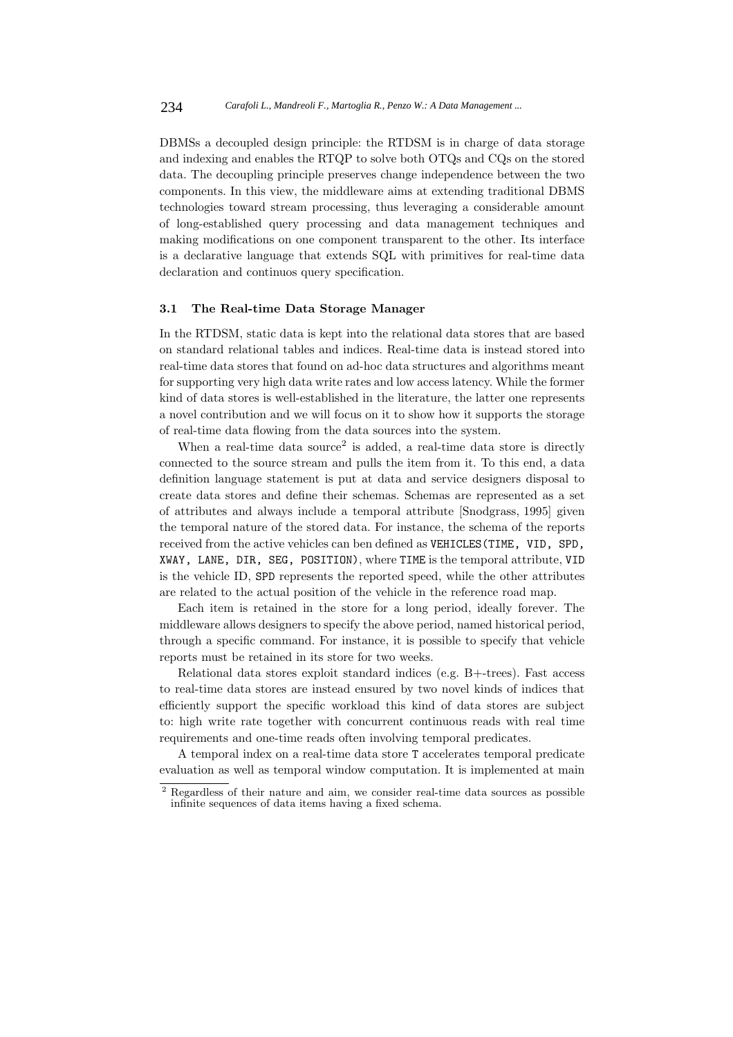DBMSs a decoupled design principle: the RTDSM is in charge of data storage and indexing and enables the RTQP to solve both OTQs and CQs on the stored data. The decoupling principle preserves change independence between the two components. In this view, the middleware aims at extending traditional DBMS technologies toward stream processing, thus leveraging a considerable amount of long-established query processing and data management techniques and making modifications on one component transparent to the other. Its interface is a declarative language that extends SQL with primitives for real-time data declaration and continuos query specification.

### 3.1 The Real-time Data Storage Manager

In the RTDSM, static data is kept into the relational data stores that are based on standard relational tables and indices. Real-time data is instead stored into real-time data stores that found on ad-hoc data structures and algorithms meant for supporting very high data write rates and low access latency. While the former kind of data stores is well-established in the literature, the latter one represents a novel contribution and we will focus on it to show how it supports the storage of real-time data flowing from the data sources into the system.

When a real-time data source[2] is added, a real-time data store is directly connected to the source stream and pulls the item from it. To this end, a data definition language statement is put at data and service designers disposal to create data stores and define their schemas. Schemas are represented as a set of attributes and always include a temporal attribute [Snodgrass, 1995] given the temporal nature of the stored data. For instance, the schema of the reports received from the active vehicles can ben defined as `VEHICLES(TIME, VID, SPD, XWAY, LANE, DIR, SEG, POSITION)`, where `TIME` is the temporal attribute, `VID` is the vehicle ID, `SPD` represents the reported speed, while the other attributes are related to the actual position of the vehicle in the reference road map.

Each item is retained in the store for a long period, ideally forever. The middleware allows designers to specify the above period, named historical period, through a specific command. For instance, it is possible to specify that vehicle reports must be retained in its store for two weeks.

Relational data stores exploit standard indices (e.g. B+-trees). Fast access to real-time data stores are instead ensured by two novel kinds of indices that efficiently support the specific workload this kind of data stores are subject to: high write rate together with concurrent continuous reads with real time requirements and one-time reads often involving temporal predicates.

A temporal index on a real-time data store `T` accelerates temporal predicate evaluation as well as temporal window computation. It is implemented at main

[2] Regardless of their nature and aim, we consider real-time data sources as possible infinite sequences of data items having a fixed schema.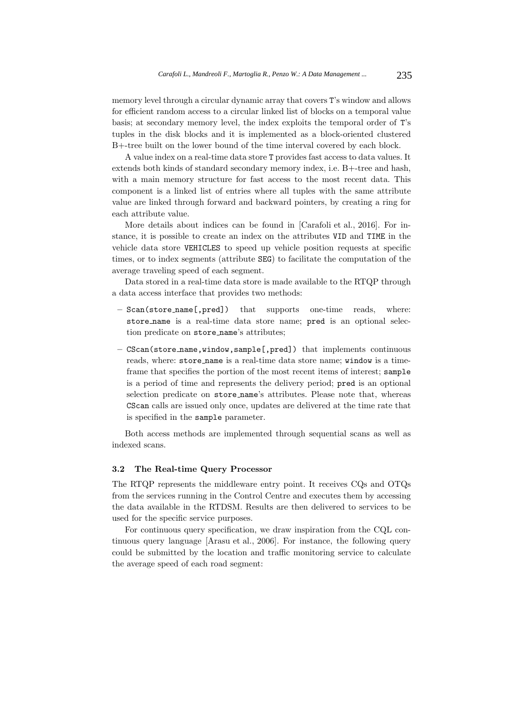memory level through a circular dynamic array that covers `T`'s window and allows for efficient random access to a circular linked list of blocks on a temporal value basis; at secondary memory level, the index exploits the temporal order of `T`'s tuples in the disk blocks and it is implemented as a block-oriented clustered B+-tree built on the lower bound of the time interval covered by each block.

A value index on a real-time data store `T` provides fast access to data values. It extends both kinds of standard secondary memory index, i.e. B+-tree and hash, with a main memory structure for fast access to the most recent data. This component is a linked list of entries where all tuples with the same attribute value are linked through forward and backward pointers, by creating a ring for each attribute value.

More details about indices can be found in [Carafoli et al., 2016]. For instance, it is possible to create an index on the attributes `VID` and `TIME` in the vehicle data store `VEHICLES` to speed up vehicle position requests at specific times, or to index segments (attribute `SEG`) to facilitate the computation of the average traveling speed of each segment.

Data stored in a real-time data store is made available to the RTQP through a data access interface that provides two methods:

- `Scan(store_name[,pred])` that supports one-time reads, where: `store_name` is a real-time data store name; `pred` is an optional selection predicate on `store_name`'s attributes;
- `CScan(store_name,window,sample[,pred])` that implements continuous reads, where: `store_name` is a real-time data store name; `window` is a time-frame that specifies the portion of the most recent items of interest; `sample` is a period of time and represents the delivery period; `pred` is an optional selection predicate on `store_name`'s attributes. Please note that, whereas `CScan` calls are issued only once, updates are delivered at the time rate that is specified in the `sample` parameter.

Both access methods are implemented through sequential scans as well as indexed scans.

### 3.2 The Real-time Query Processor

The RTQP represents the middleware entry point. It receives CQs and OTQs from the services running in the Control Centre and executes them by accessing the data available in the RTDSM. Results are then delivered to services to be used for the specific service purposes.

For continuous query specification, we draw inspiration from the CQL continuous query language [Arasu et al., 2006]. For instance, the following query could be submitted by the location and traffic monitoring service to calculate the average speed of each road segment: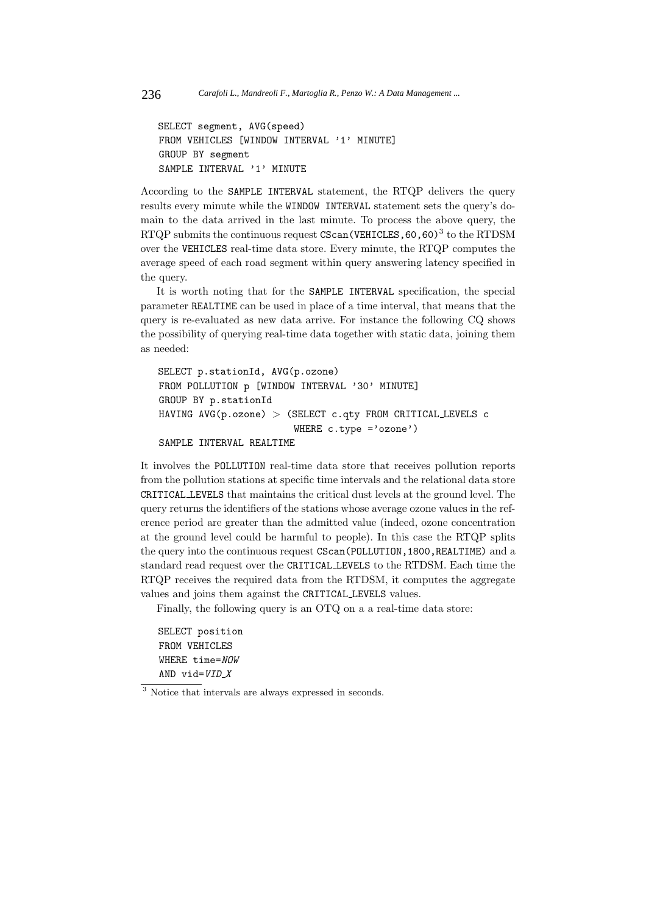```
SELECT segment, AVG(speed)
FROM VEHICLES [WINDOW INTERVAL '1' MINUTE]
GROUP BY segment
SAMPLE INTERVAL '1' MINUTE
```

According to the `SAMPLE INTERVAL` statement, the RTQP delivers the query results every minute while the `WINDOW INTERVAL` statement sets the query's domain to the data arrived in the last minute. To process the above query, the RTQP submits the continuous request `CScan(VEHICLES,60,60)`[3] to the RTDSM over the `VEHICLES` real-time data store. Every minute, the RTQP computes the average speed of each road segment within query answering latency specified in the query.

It is worth noting that for the `SAMPLE INTERVAL` specification, the special parameter `REALTIME` can be used in place of a time interval, that means that the query is re-evaluated as new data arrive. For instance the following CQ shows the possibility of querying real-time data together with static data, joining them as needed:

```
SELECT p.stationId, AVG(p.ozone)
FROM POLLUTION p [WINDOW INTERVAL '30' MINUTE]
GROUP BY p.stationId
HAVING AVG(p.ozone) > (SELECT c.qty FROM CRITICAL_LEVELS c
                        WHERE c.type ='ozone')
SAMPLE INTERVAL REALTIME
```

It involves the `POLLUTION` real-time data store that receives pollution reports from the pollution stations at specific time intervals and the relational data store `CRITICAL_LEVELS` that maintains the critical dust levels at the ground level. The query returns the identifiers of the stations whose average ozone values in the reference period are greater than the admitted value (indeed, ozone concentration at the ground level could be harmful to people). In this case the RTQP splits the query into the continuous request `CScan(POLLUTION,1800,REALTIME)` and a standard read request over the `CRITICAL_LEVELS` to the RTDSM. Each time the RTQP receives the required data from the RTDSM, it computes the aggregate values and joins them against the `CRITICAL_LEVELS` values.

Finally, the following query is an OTQ on a a real-time data store:

```
SELECT position
FROM VEHICLES
WHERE time=NOW
AND vid=VID_X
```

[3] Notice that intervals are always expressed in seconds.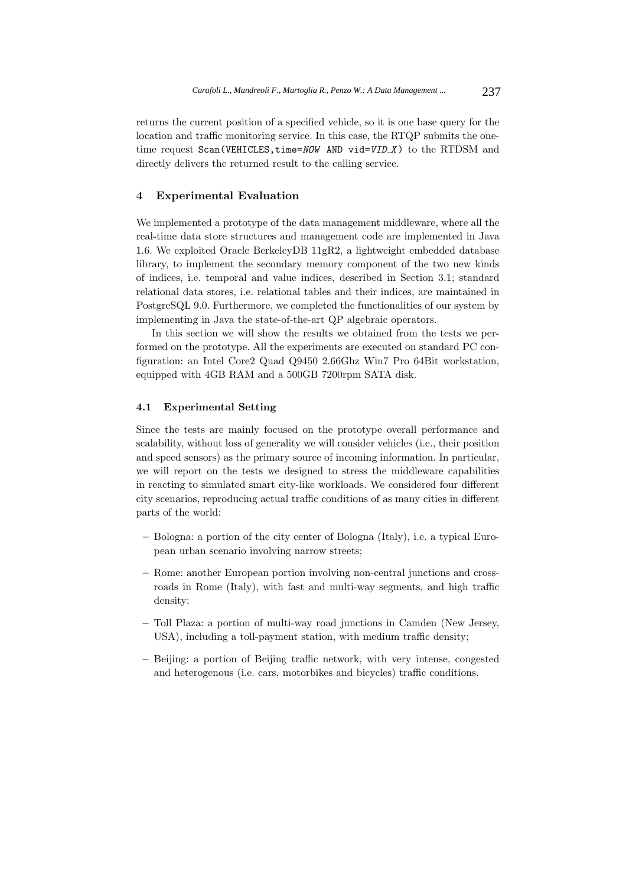returns the current position of a specified vehicle, so it is one base query for the location and traffic monitoring service. In this case, the RTQP submits the one-time request `Scan(VEHICLES,time=NOW AND vid=VID_X)` to the RTDSM and directly delivers the returned result to the calling service.

## 4 Experimental Evaluation

We implemented a prototype of the data management middleware, where all the real-time data store structures and management code are implemented in Java 1.6. We exploited Oracle BerkeleyDB 11gR2, a lightweight embedded database library, to implement the secondary memory component of the two new kinds of indices, i.e. temporal and value indices, described in Section 3.1; standard relational data stores, i.e. relational tables and their indices, are maintained in PostgreSQL 9.0. Furthermore, we completed the functionalities of our system by implementing in Java the state-of-the-art QP algebraic operators.

In this section we will show the results we obtained from the tests we performed on the prototype. All the experiments are executed on standard PC configuration: an Intel Core2 Quad Q9450 2.66Ghz Win7 Pro 64Bit workstation, equipped with 4GB RAM and a 500GB 7200rpm SATA disk.

### 4.1 Experimental Setting

Since the tests are mainly focused on the prototype overall performance and scalability, without loss of generality we will consider vehicles (i.e., their position and speed sensors) as the primary source of incoming information. In particular, we will report on the tests we designed to stress the middleware capabilities in reacting to simulated smart city-like workloads. We considered four different city scenarios, reproducing actual traffic conditions of as many cities in different parts of the world:

- Bologna: a portion of the city center of Bologna (Italy), i.e. a typical European urban scenario involving narrow streets;
- Rome: another European portion involving non-central junctions and crossroads in Rome (Italy), with fast and multi-way segments, and high traffic density;
- Toll Plaza: a portion of multi-way road junctions in Camden (New Jersey, USA), including a toll-payment station, with medium traffic density;
- Beijing: a portion of Beijing traffic network, with very intense, congested and heterogenous (i.e. cars, motorbikes and bicycles) traffic conditions.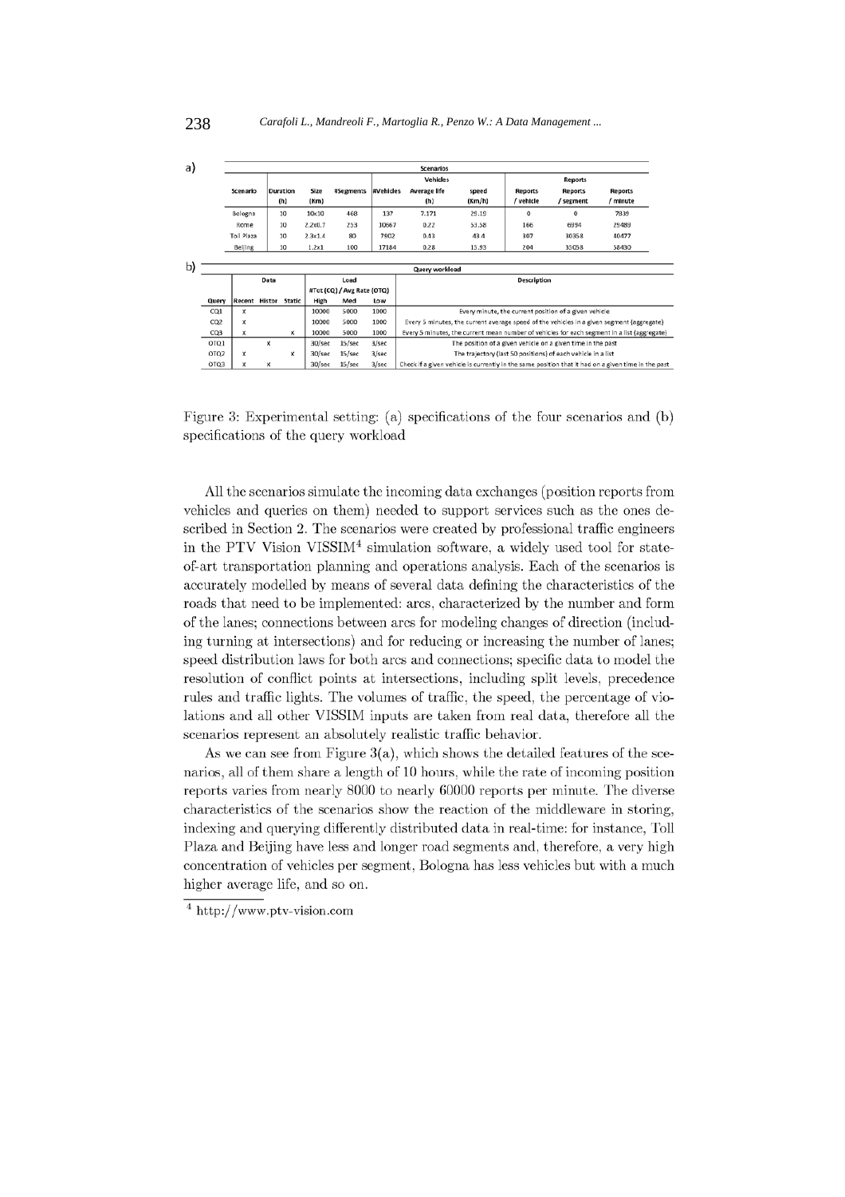a)

| Scenario | Duration (h) | Size (Km) | #Segments | #Vehicles | Average life (h) | speed (Km/h) | Reports / vehicle | Reports / segment | Reports / minute |
|---|---|---|---|---|---|---|---|---|---|
| | | | | Vehicles | | | Reports | | |
| Bologna | 10 | 10x10 | 468 | 137 | 7.171 | 29.19 | 0 | 0 | 7839 |
| Rome | 10 | 2.2x0.7 | 253 | 10667 | 0.22 | 53.58 | 166 | 6994 | 29489 |
| Toll Plaza | 10 | 2.3x1.4 | 80 | 7902 | 0.43 | 43.4 | 307 | 30358 | 40477 |
| Beijing | 10 | 1.2x1 | 100 | 17184 | 0.28 | 15.93 | 204 | 35058 | 58430 |

b)

| Query | Data: Recent | Data: Histor | Data: Static | Load #Tot (CQ) / Avg Rate (OTQ): High | Med | Low | Description |
|---|---|---|---|---|---|---|---|
| CQ1 | x | | | 10000 | 5000 | 1000 | Every minute, the current position of a given vehicle |
| CQ2 | x | | | 10000 | 5000 | 1000 | Every 5 minutes, the current average speed of the vehicles in a given segment (aggregate) |
| CQ3 | x | | x | 10000 | 5000 | 1000 | Every 5 minutes, the current mean number of vehicles for each segment in a list (aggregate) |
| OTQ1 | | x | | 30/sec | 15/sec | 3/sec | The position of a given vehicle on a given time in the past |
| OTQ2 | x | | x | 30/sec | 15/sec | 3/sec | The trajectory (last 50 positions) of each vehicle in a list |
| OTQ3 | x | x | | 30/sec | 15/sec | 3/sec | Check if a given vehicle is currently in the same position that it had on a given time in the past |

Figure 3: Experimental setting: (a) specifications of the four scenarios and (b) specifications of the query workload

All the scenarios simulate the incoming data exchanges (position reports from vehicles and queries on them) needed to support services such as the ones described in Section 2. The scenarios were created by professional traffic engineers in the PTV Vision VISSIM[4] simulation software, a widely used tool for state-of-art transportation planning and operations analysis. Each of the scenarios is accurately modelled by means of several data defining the characteristics of the roads that need to be implemented: arcs, characterized by the number and form of the lanes; connections between arcs for modeling changes of direction (including turning at intersections) and for reducing or increasing the number of lanes; speed distribution laws for both arcs and connections; specific data to model the resolution of conflict points at intersections, including split levels, precedence rules and traffic lights. The volumes of traffic, the speed, the percentage of violations and all other VISSIM inputs are taken from real data, therefore all the scenarios represent an absolutely realistic traffic behavior.

As we can see from Figure 3(a), which shows the detailed features of the scenarios, all of them share a length of 10 hours, while the rate of incoming position reports varies from nearly 8000 to nearly 60000 reports per minute. The diverse characteristics of the scenarios show the reaction of the middleware in storing, indexing and querying differently distributed data in real-time: for instance, Toll Plaza and Beijing have less and longer road segments and, therefore, a very high concentration of vehicles per segment, Bologna has less vehicles but with a much higher average life, and so on.

[4] http://www.ptv-vision.com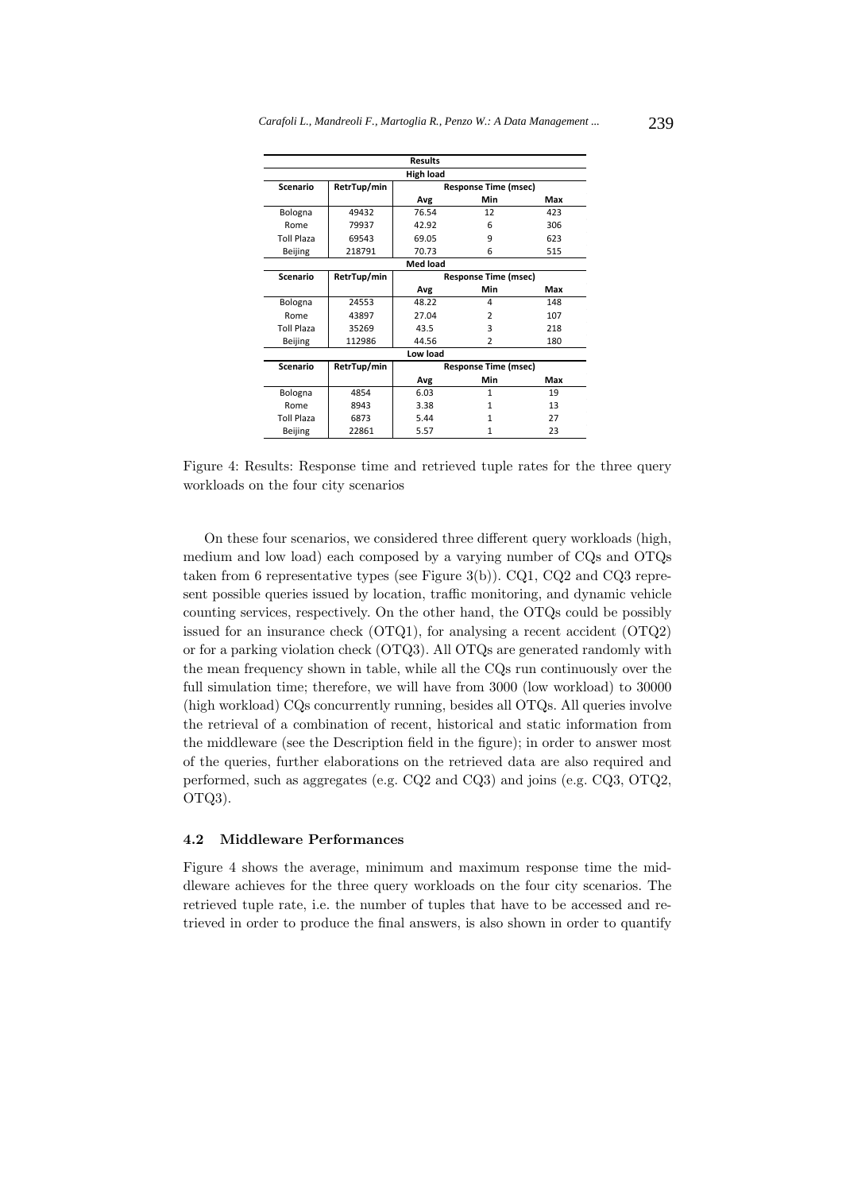| Results | | | | |
|---|---|---|---|---|
| High load | | | | |
| Scenario | RetrTup/min | Response Time (msec) | | |
| | | Avg | Min | Max |
| Bologna | 49432 | 76.54 | 12 | 423 |
| Rome | 79937 | 42.92 | 6 | 306 |
| Toll Plaza | 69543 | 69.05 | 9 | 623 |
| Beijing | 218791 | 70.73 | 6 | 515 |
| Med load | | | | |
| Scenario | RetrTup/min | Response Time (msec) | | |
| | | Avg | Min | Max |
| Bologna | 24553 | 48.22 | 4 | 148 |
| Rome | 43897 | 27.04 | 2 | 107 |
| Toll Plaza | 35269 | 43.5 | 3 | 218 |
| Beijing | 112986 | 44.56 | 2 | 180 |
| Low load | | | | |
| Scenario | RetrTup/min | Response Time (msec) | | |
| | | Avg | Min | Max |
| Bologna | 4854 | 6.03 | 1 | 19 |
| Rome | 8943 | 3.38 | 1 | 13 |
| Toll Plaza | 6873 | 5.44 | 1 | 27 |
| Beijing | 22861 | 5.57 | 1 | 23 |

Figure 4: Results: Response time and retrieved tuple rates for the three query workloads on the four city scenarios

On these four scenarios, we considered three different query workloads (high, medium and low load) each composed by a varying number of CQs and OTQs taken from 6 representative types (see Figure 3(b)). CQ1, CQ2 and CQ3 represent possible queries issued by location, traffic monitoring, and dynamic vehicle counting services, respectively. On the other hand, the OTQs could be possibly issued for an insurance check (OTQ1), for analysing a recent accident (OTQ2) or for a parking violation check (OTQ3). All OTQs are generated randomly with the mean frequency shown in table, while all the CQs run continuously over the full simulation time; therefore, we will have from 3000 (low workload) to 30000 (high workload) CQs concurrently running, besides all OTQs. All queries involve the retrieval of a combination of recent, historical and static information from the middleware (see the Description field in the figure); in order to answer most of the queries, further elaborations on the retrieved data are also required and performed, such as aggregates (e.g. CQ2 and CQ3) and joins (e.g. CQ3, OTQ2, OTQ3).

### 4.2 Middleware Performances

Figure 4 shows the average, minimum and maximum response time the middleware achieves for the three query workloads on the four city scenarios. The retrieved tuple rate, i.e. the number of tuples that have to be accessed and retrieved in order to produce the final answers, is also shown in order to quantify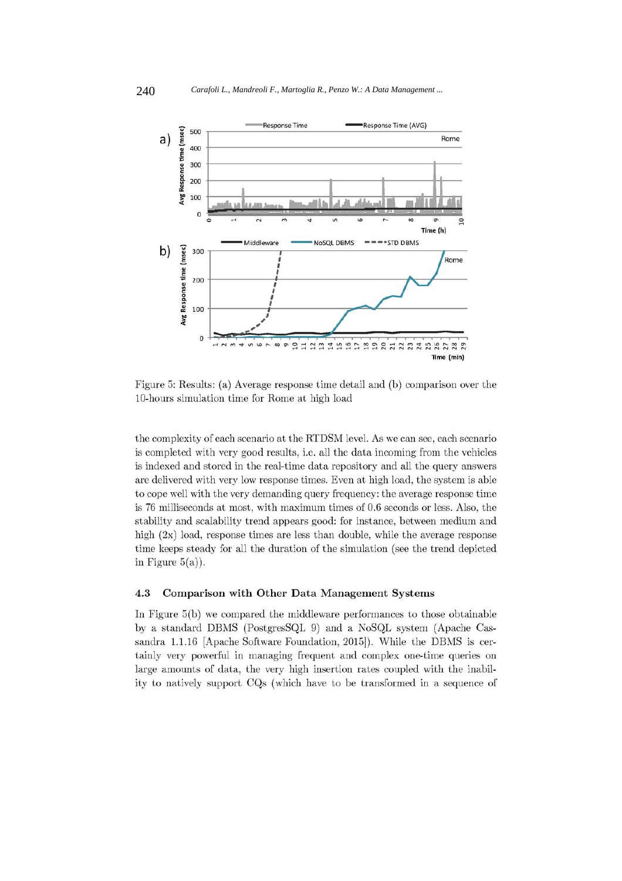Figure 5: Results: (a) Average response time detail and (b) comparison over the 10-hours simulation time for Rome at high load

the complexity of each scenario at the RTDSM level. As we can see, each scenario is completed with very good results, i.e. all the data incoming from the vehicles is indexed and stored in the real-time data repository and all the query answers are delivered with very low response times. Even at high load, the system is able to cope well with the very demanding query frequency: the average response time is 76 milliseconds at most, with maximum times of 0.6 seconds or less. Also, the stability and scalability trend appears good: for instance, between medium and high (2x) load, response times are less than double, while the average response time keeps steady for all the duration of the simulation (see the trend depicted in Figure 5(a)).

### 4.3 Comparison with Other Data Management Systems

In Figure 5(b) we compared the middleware performances to those obtainable by a standard DBMS (PostgresSQL 9) and a NoSQL system (Apache Cassandra 1.1.16 [Apache Software Foundation, 2015]). While the DBMS is certainly very powerful in managing frequent and complex one-time queries on large amounts of data, the very high insertion rates coupled with the inability to natively support CQs (which have to be transformed in a sequence of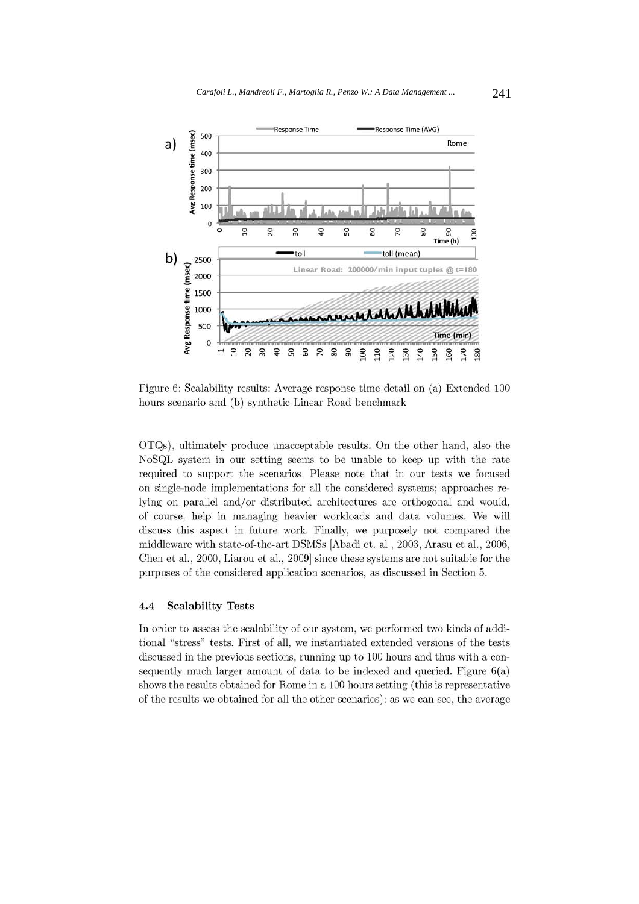Figure 6: Scalability results: Average response time detail on (a) Extended 100 hours scenario and (b) synthetic Linear Road benchmark

OTQs), ultimately produce unacceptable results. On the other hand, also the NoSQL system in our setting seems to be unable to keep up with the rate required to support the scenarios. Please note that in our tests we focused on single-node implementations for all the considered systems; approaches relying on parallel and/or distributed architectures are orthogonal and would, of course, help in managing heavier workloads and data volumes. We will discuss this aspect in future work. Finally, we purposely not compared the middleware with state-of-the-art DSMSs [Abadi et. al., 2003, Arasu et al., 2006, Chen et al., 2000, Liarou et al., 2009] since these systems are not suitable for the purposes of the considered application scenarios, as discussed in Section 5.

### 4.4 Scalability Tests

In order to assess the scalability of our system, we performed two kinds of additional "stress" tests. First of all, we instantiated extended versions of the tests discussed in the previous sections, running up to 100 hours and thus with a consequently much larger amount of data to be indexed and queried. Figure 6(a) shows the results obtained for Rome in a 100 hours setting (this is representative of the results we obtained for all the other scenarios): as we can see, the average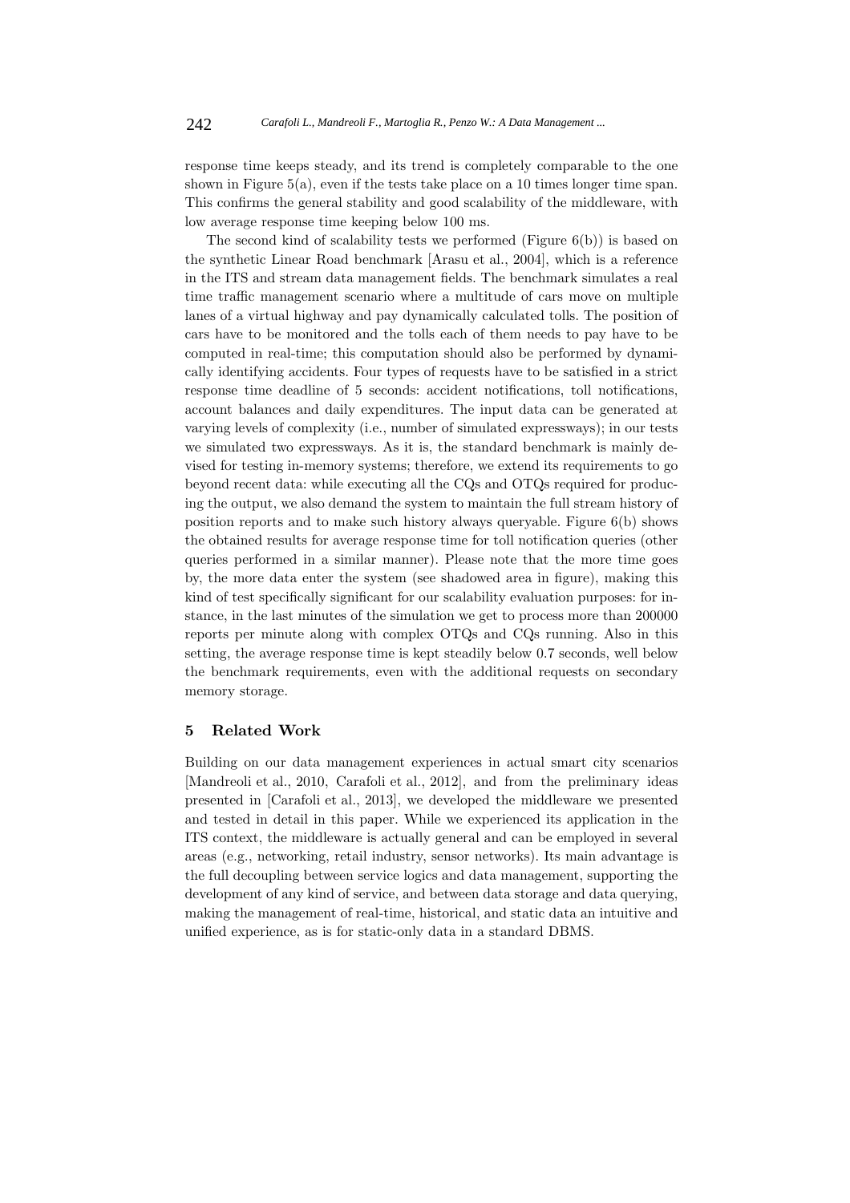response time keeps steady, and its trend is completely comparable to the one shown in Figure 5(a), even if the tests take place on a 10 times longer time span. This confirms the general stability and good scalability of the middleware, with low average response time keeping below 100 ms.

The second kind of scalability tests we performed (Figure 6(b)) is based on the synthetic Linear Road benchmark [Arasu et al., 2004], which is a reference in the ITS and stream data management fields. The benchmark simulates a real time traffic management scenario where a multitude of cars move on multiple lanes of a virtual highway and pay dynamically calculated tolls. The position of cars have to be monitored and the tolls each of them needs to pay have to be computed in real-time; this computation should also be performed by dynamically identifying accidents. Four types of requests have to be satisfied in a strict response time deadline of 5 seconds: accident notifications, toll notifications, account balances and daily expenditures. The input data can be generated at varying levels of complexity (i.e., number of simulated expressways); in our tests we simulated two expressways. As it is, the standard benchmark is mainly devised for testing in-memory systems; therefore, we extend its requirements to go beyond recent data: while executing all the CQs and OTQs required for producing the output, we also demand the system to maintain the full stream history of position reports and to make such history always queryable. Figure 6(b) shows the obtained results for average response time for toll notification queries (other queries performed in a similar manner). Please note that the more time goes by, the more data enter the system (see shadowed area in figure), making this kind of test specifically significant for our scalability evaluation purposes: for instance, in the last minutes of the simulation we get to process more than 200000 reports per minute along with complex OTQs and CQs running. Also in this setting, the average response time is kept steadily below 0.7 seconds, well below the benchmark requirements, even with the additional requests on secondary memory storage.

## 5 Related Work

Building on our data management experiences in actual smart city scenarios [Mandreoli et al., 2010, Carafoli et al., 2012], and from the preliminary ideas presented in [Carafoli et al., 2013], we developed the middleware we presented and tested in detail in this paper. While we experienced its application in the ITS context, the middleware is actually general and can be employed in several areas (e.g., networking, retail industry, sensor networks). Its main advantage is the full decoupling between service logics and data management, supporting the development of any kind of service, and between data storage and data querying, making the management of real-time, historical, and static data an intuitive and unified experience, as is for static-only data in a standard DBMS.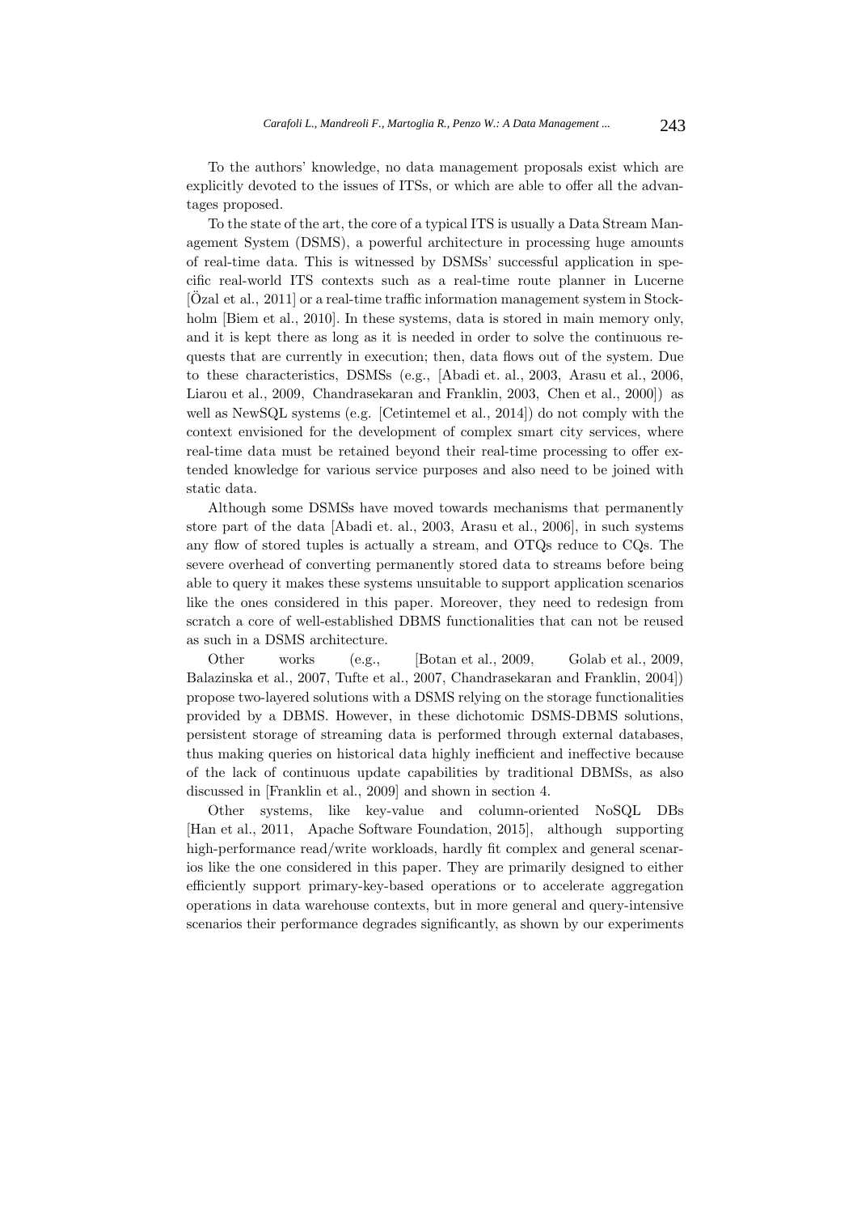To the authors' knowledge, no data management proposals exist which are explicitly devoted to the issues of ITSs, or which are able to offer all the advantages proposed.

To the state of the art, the core of a typical ITS is usually a Data Stream Management System (DSMS), a powerful architecture in processing huge amounts of real-time data. This is witnessed by DSMSs' successful application in specific real-world ITS contexts such as a real-time route planner in Lucerne [Özal et al., 2011] or a real-time traffic information management system in Stockholm [Biem et al., 2010]. In these systems, data is stored in main memory only, and it is kept there as long as it is needed in order to solve the continuous requests that are currently in execution; then, data flows out of the system. Due to these characteristics, DSMSs (e.g., [Abadi et. al., 2003, Arasu et al., 2006, Liarou et al., 2009, Chandrasekaran and Franklin, 2003, Chen et al., 2000]) as well as NewSQL systems (e.g. [Cetintemel et al., 2014]) do not comply with the context envisioned for the development of complex smart city services, where real-time data must be retained beyond their real-time processing to offer extended knowledge for various service purposes and also need to be joined with static data.

Although some DSMSs have moved towards mechanisms that permanently store part of the data [Abadi et. al., 2003, Arasu et al., 2006], in such systems any flow of stored tuples is actually a stream, and OTQs reduce to CQs. The severe overhead of converting permanently stored data to streams before being able to query it makes these systems unsuitable to support application scenarios like the ones considered in this paper. Moreover, they need to redesign from scratch a core of well-established DBMS functionalities that can not be reused as such in a DSMS architecture.

Other works (e.g., [Botan et al., 2009, Golab et al., 2009, Balazinska et al., 2007, Tufte et al., 2007, Chandrasekaran and Franklin, 2004]) propose two-layered solutions with a DSMS relying on the storage functionalities provided by a DBMS. However, in these dichotomic DSMS-DBMS solutions, persistent storage of streaming data is performed through external databases, thus making queries on historical data highly inefficient and ineffective because of the lack of continuous update capabilities by traditional DBMSs, as also discussed in [Franklin et al., 2009] and shown in section 4.

Other systems, like key-value and column-oriented NoSQL DBs [Han et al., 2011, Apache Software Foundation, 2015], although supporting high-performance read/write workloads, hardly fit complex and general scenarios like the one considered in this paper. They are primarily designed to either efficiently support primary-key-based operations or to accelerate aggregation operations in data warehouse contexts, but in more general and query-intensive scenarios their performance degrades significantly, as shown by our experiments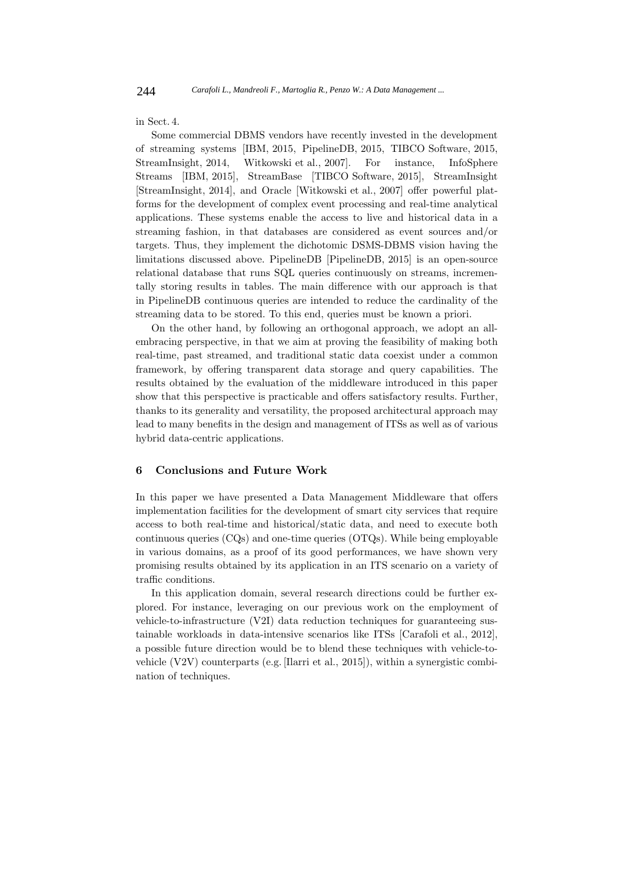in Sect. 4.

Some commercial DBMS vendors have recently invested in the development of streaming systems [IBM, 2015, PipelineDB, 2015, TIBCO Software, 2015, StreamInsight, 2014, Witkowski et al., 2007]. For instance, InfoSphere Streams [IBM, 2015], StreamBase [TIBCO Software, 2015], StreamInsight [StreamInsight, 2014], and Oracle [Witkowski et al., 2007] offer powerful platforms for the development of complex event processing and real-time analytical applications. These systems enable the access to live and historical data in a streaming fashion, in that databases are considered as event sources and/or targets. Thus, they implement the dichotomic DSMS-DBMS vision having the limitations discussed above. PipelineDB [PipelineDB, 2015] is an open-source relational database that runs SQL queries continuously on streams, incrementally storing results in tables. The main difference with our approach is that in PipelineDB continuous queries are intended to reduce the cardinality of the streaming data to be stored. To this end, queries must be known a priori.

On the other hand, by following an orthogonal approach, we adopt an all-embracing perspective, in that we aim at proving the feasibility of making both real-time, past streamed, and traditional static data coexist under a common framework, by offering transparent data storage and query capabilities. The results obtained by the evaluation of the middleware introduced in this paper show that this perspective is practicable and offers satisfactory results. Further, thanks to its generality and versatility, the proposed architectural approach may lead to many benefits in the design and management of ITSs as well as of various hybrid data-centric applications.

## 6 Conclusions and Future Work

In this paper we have presented a Data Management Middleware that offers implementation facilities for the development of smart city services that require access to both real-time and historical/static data, and need to execute both continuous queries (CQs) and one-time queries (OTQs). While being employable in various domains, as a proof of its good performances, we have shown very promising results obtained by its application in an ITS scenario on a variety of traffic conditions.

In this application domain, several research directions could be further explored. For instance, leveraging on our previous work on the employment of vehicle-to-infrastructure (V2I) data reduction techniques for guaranteeing sustainable workloads in data-intensive scenarios like ITSs [Carafoli et al., 2012], a possible future direction would be to blend these techniques with vehicle-to-vehicle (V2V) counterparts (e.g. [Ilarri et al., 2015]), within a synergistic combination of techniques.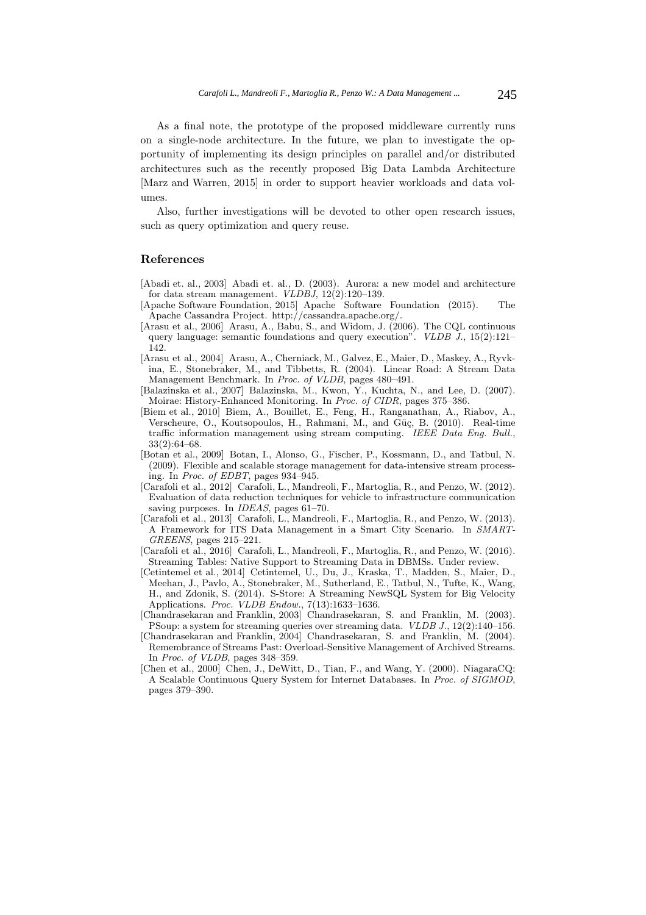As a final note, the prototype of the proposed middleware currently runs on a single-node architecture. In the future, we plan to investigate the opportunity of implementing its design principles on parallel and/or distributed architectures such as the recently proposed Big Data Lambda Architecture [Marz and Warren, 2015] in order to support heavier workloads and data volumes.

Also, further investigations will be devoted to other open research issues, such as query optimization and query reuse.

## References

[Abadi et. al., 2003] Abadi et. al., D. (2003). Aurora: a new model and architecture for data stream management. *VLDBJ*, 12(2):120–139.

[Apache Software Foundation, 2015] Apache Software Foundation (2015). The Apache Cassandra Project. http://cassandra.apache.org/.

[Arasu et al., 2006] Arasu, A., Babu, S., and Widom, J. (2006). The CQL continuous query language: semantic foundations and query execution". *VLDB J.*, 15(2):121–142.

[Arasu et al., 2004] Arasu, A., Cherniack, M., Galvez, E., Maier, D., Maskey, A., Ryvkina, E., Stonebraker, M., and Tibbetts, R. (2004). Linear Road: A Stream Data Management Benchmark. In *Proc. of VLDB*, pages 480–491.

[Balazinska et al., 2007] Balazinska, M., Kwon, Y., Kuchta, N., and Lee, D. (2007). Moirae: History-Enhanced Monitoring. In *Proc. of CIDR*, pages 375–386.

[Biem et al., 2010] Biem, A., Bouillet, E., Feng, H., Ranganathan, A., Riabov, A., Verscheure, O., Koutsopoulos, H., Rahmani, M., and Güç, B. (2010). Real-time traffic information management using stream computing. *IEEE Data Eng. Bull.*, 33(2):64–68.

[Botan et al., 2009] Botan, I., Alonso, G., Fischer, P., Kossmann, D., and Tatbul, N. (2009). Flexible and scalable storage management for data-intensive stream processing. In *Proc. of EDBT*, pages 934–945.

[Carafoli et al., 2012] Carafoli, L., Mandreoli, F., Martoglia, R., and Penzo, W. (2012). Evaluation of data reduction techniques for vehicle to infrastructure communication saving purposes. In *IDEAS*, pages 61–70.

[Carafoli et al., 2013] Carafoli, L., Mandreoli, F., Martoglia, R., and Penzo, W. (2013). A Framework for ITS Data Management in a Smart City Scenario. In *SMARTGREENS*, pages 215–221.

[Carafoli et al., 2016] Carafoli, L., Mandreoli, F., Martoglia, R., and Penzo, W. (2016). Streaming Tables: Native Support to Streaming Data in DBMSs. Under review.

[Cetintemel et al., 2014] Cetintemel, U., Du, J., Kraska, T., Madden, S., Maier, D., Meehan, J., Pavlo, A., Stonebraker, M., Sutherland, E., Tatbul, N., Tufte, K., Wang, H., and Zdonik, S. (2014). S-Store: A Streaming NewSQL System for Big Velocity Applications. *Proc. VLDB Endow.*, 7(13):1633–1636.

[Chandrasekaran and Franklin, 2003] Chandrasekaran, S. and Franklin, M. (2003). PSoup: a system for streaming queries over streaming data. *VLDB J.*, 12(2):140–156.

[Chandrasekaran and Franklin, 2004] Chandrasekaran, S. and Franklin, M. (2004). Remembrance of Streams Past: Overload-Sensitive Management of Archived Streams. In *Proc. of VLDB*, pages 348–359.

[Chen et al., 2000] Chen, J., DeWitt, D., Tian, F., and Wang, Y. (2000). NiagaraCQ: A Scalable Continuous Query System for Internet Databases. In *Proc. of SIGMOD*, pages 379–390.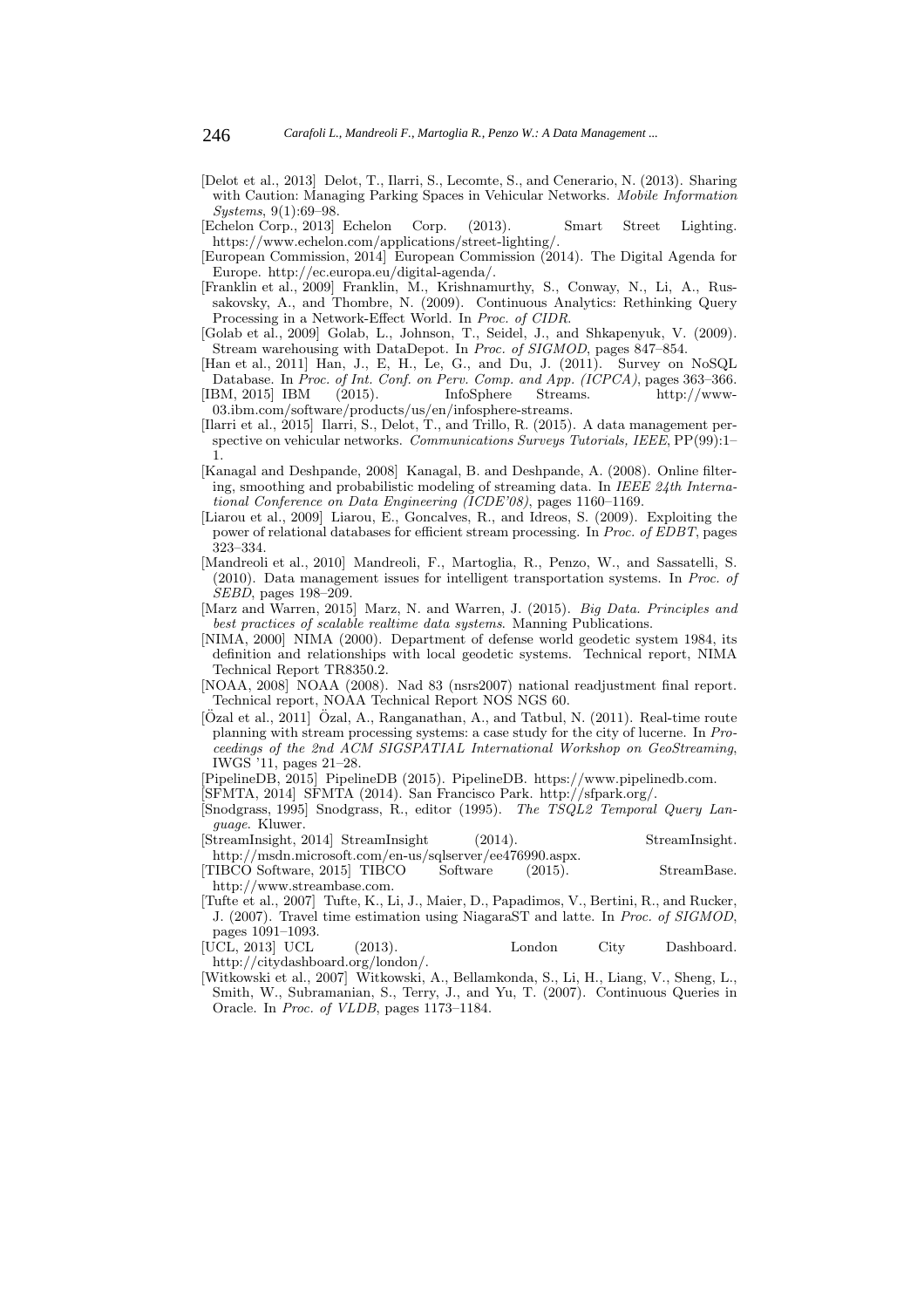[Delot et al., 2013] Delot, T., Ilarri, S., Lecomte, S., and Cenerario, N. (2013). Sharing with Caution: Managing Parking Spaces in Vehicular Networks. *Mobile Information Systems*, 9(1):69–98.

[Echelon Corp., 2013] Echelon Corp. (2013). Smart Street Lighting. https://www.echelon.com/applications/street-lighting/.

[European Commission, 2014] European Commission (2014). The Digital Agenda for Europe. http://ec.europa.eu/digital-agenda/.

[Franklin et al., 2009] Franklin, M., Krishnamurthy, S., Conway, N., Li, A., Russakovsky, A., and Thombre, N. (2009). Continuous Analytics: Rethinking Query Processing in a Network-Effect World. In *Proc. of CIDR*.

[Golab et al., 2009] Golab, L., Johnson, T., Seidel, J., and Shkapenyuk, V. (2009). Stream warehousing with DataDepot. In *Proc. of SIGMOD*, pages 847–854.

[Han et al., 2011] Han, J., E, H., Le, G., and Du, J. (2011). Survey on NoSQL Database. In *Proc. of Int. Conf. on Perv. Comp. and App. (ICPCA)*, pages 363–366.

[IBM, 2015] IBM (2015). InfoSphere Streams. http://www-03.ibm.com/software/products/us/en/infosphere-streams.

[Ilarri et al., 2015] Ilarri, S., Delot, T., and Trillo, R. (2015). A data management perspective on vehicular networks. *Communications Surveys Tutorials, IEEE*, PP(99):1–1.

[Kanagal and Deshpande, 2008] Kanagal, B. and Deshpande, A. (2008). Online filtering, smoothing and probabilistic modeling of streaming data. In *IEEE 24th International Conference on Data Engineering (ICDE'08)*, pages 1160–1169.

[Liarou et al., 2009] Liarou, E., Goncalves, R., and Idreos, S. (2009). Exploiting the power of relational databases for efficient stream processing. In *Proc. of EDBT*, pages 323–334.

[Mandreoli et al., 2010] Mandreoli, F., Martoglia, R., Penzo, W., and Sassatelli, S. (2010). Data management issues for intelligent transportation systems. In *Proc. of SEBD*, pages 198–209.

[Marz and Warren, 2015] Marz, N. and Warren, J. (2015). *Big Data. Principles and best practices of scalable realtime data systems*. Manning Publications.

[NIMA, 2000] NIMA (2000). Department of defense world geodetic system 1984, its definition and relationships with local geodetic systems. Technical report, NIMA Technical Report TR8350.2.

[NOAA, 2008] NOAA (2008). Nad 83 (nsrs2007) national readjustment final report. Technical report, NOAA Technical Report NOS NGS 60.

[Özal et al., 2011] Özal, A., Ranganathan, A., and Tatbul, N. (2011). Real-time route planning with stream processing systems: a case study for the city of lucerne. In *Proceedings of the 2nd ACM SIGSPATIAL International Workshop on GeoStreaming*, IWGS '11, pages 21–28.

[PipelineDB, 2015] PipelineDB (2015). PipelineDB. https://www.pipelinedb.com.

[SFMTA, 2014] SFMTA (2014). San Francisco Park. http://sfpark.org/.

[Snodgrass, 1995] Snodgrass, R., editor (1995). *The TSQL2 Temporal Query Language*. Kluwer.

[StreamInsight, 2014] StreamInsight (2014). StreamInsight. http://msdn.microsoft.com/en-us/sqlserver/ee476990.aspx.

[TIBCO Software, 2015] TIBCO Software (2015). StreamBase. http://www.streambase.com.

[Tufte et al., 2007] Tufte, K., Li, J., Maier, D., Papadimos, V., Bertini, R., and Rucker, J. (2007). Travel time estimation using NiagaraST and latte. In *Proc. of SIGMOD*, pages 1091–1093.

[UCL, 2013] UCL (2013). London City Dashboard. http://citydashboard.org/london/.

[Witkowski et al., 2007] Witkowski, A., Bellamkonda, S., Li, H., Liang, V., Sheng, L., Smith, W., Subramanian, S., Terry, J., and Yu, T. (2007). Continuous Queries in Oracle. In *Proc. of VLDB*, pages 1173–1184.